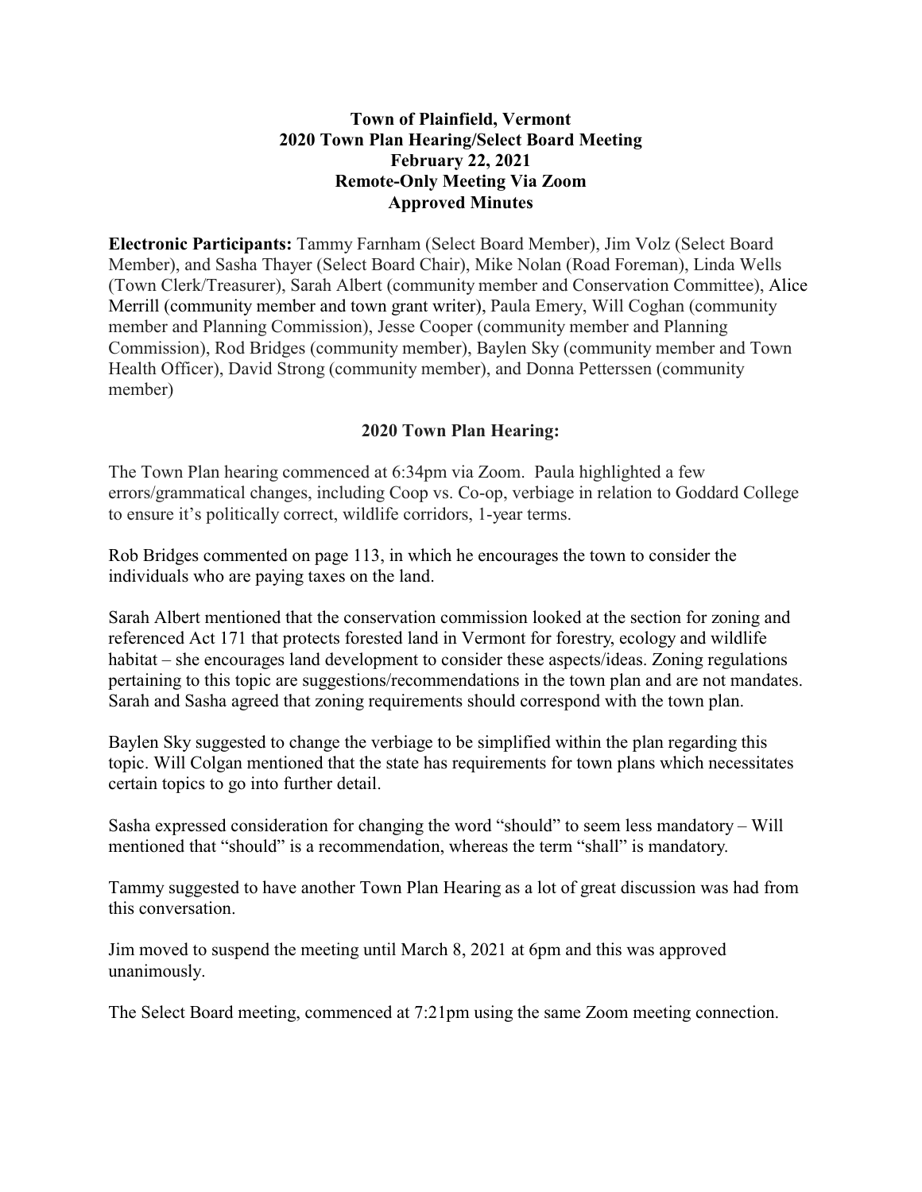# Town of Plainfield, Vermont
## 2020 Town Plan Hearing/Select Board Meeting
## February 22, 2021
## Remote-Only Meeting Via Zoom
## Approved Minutes

**Electronic Participants:** Tammy Farnham (Select Board Member), Jim Volz (Select Board Member), and Sasha Thayer (Select Board Chair), Mike Nolan (Road Foreman), Linda Wells (Town Clerk/Treasurer), Sarah Albert (community member and Conservation Committee), Alice Merrill (community member and town grant writer), Paula Emery, Will Coghan (community member and Planning Commission), Jesse Cooper (community member and Planning Commission), Rod Bridges (community member), Baylen Sky (community member and Town Health Officer), David Strong (community member), and Donna Petterssen (community member)

### 2020 Town Plan Hearing:

The Town Plan hearing commenced at 6:34pm via Zoom. Paula highlighted a few errors/grammatical changes, including Coop vs. Co-op, verbiage in relation to Goddard College to ensure it's politically correct, wildlife corridors, 1-year terms.

Rob Bridges commented on page 113, in which he encourages the town to consider the individuals who are paying taxes on the land.

Sarah Albert mentioned that the conservation commission looked at the section for zoning and referenced Act 171 that protects forested land in Vermont for forestry, ecology and wildlife habitat – she encourages land development to consider these aspects/ideas. Zoning regulations pertaining to this topic are suggestions/recommendations in the town plan and are not mandates. Sarah and Sasha agreed that zoning requirements should correspond with the town plan.

Baylen Sky suggested to change the verbiage to be simplified within the plan regarding this topic. Will Colgan mentioned that the state has requirements for town plans which necessitates certain topics to go into further detail.

Sasha expressed consideration for changing the word "should" to seem less mandatory – Will mentioned that "should" is a recommendation, whereas the term "shall" is mandatory.

Tammy suggested to have another Town Plan Hearing as a lot of great discussion was had from this conversation.

Jim moved to suspend the meeting until March 8, 2021 at 6pm and this was approved unanimously.

The Select Board meeting, commenced at 7:21pm using the same Zoom meeting connection.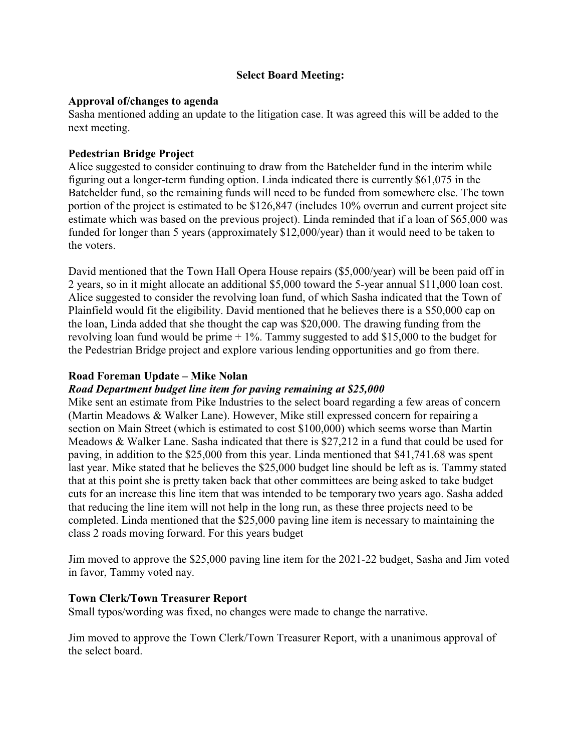**Select Board Meeting:**

**Approval of/changes to agenda**

Sasha mentioned adding an update to the litigation case. It was agreed this will be added to the next meeting.

**Pedestrian Bridge Project**

Alice suggested to consider continuing to draw from the Batchelder fund in the interim while figuring out a longer-term funding option. Linda indicated there is currently $61,075 in the Batchelder fund, so the remaining funds will need to be funded from somewhere else. The town portion of the project is estimated to be $126,847 (includes 10% overrun and current project site estimate which was based on the previous project). Linda reminded that if a loan of $65,000 was funded for longer than 5 years (approximately $12,000/year) than it would need to be taken to the voters.

David mentioned that the Town Hall Opera House repairs ($5,000/year) will be been paid off in 2 years, so in it might allocate an additional $5,000 toward the 5-year annual $11,000 loan cost. Alice suggested to consider the revolving loan fund, of which Sasha indicated that the Town of Plainfield would fit the eligibility. David mentioned that he believes there is a $50,000 cap on the loan, Linda added that she thought the cap was $20,000. The drawing funding from the revolving loan fund would be prime + 1%. Tammy suggested to add $15,000 to the budget for the Pedestrian Bridge project and explore various lending opportunities and go from there.

**Road Foreman Update – Mike Nolan**

***Road Department budget line item for paving remaining at $25,000***

Mike sent an estimate from Pike Industries to the select board regarding a few areas of concern (Martin Meadows & Walker Lane). However, Mike still expressed concern for repairing a section on Main Street (which is estimated to cost $100,000) which seems worse than Martin Meadows & Walker Lane. Sasha indicated that there is $27,212 in a fund that could be used for paving, in addition to the $25,000 from this year. Linda mentioned that $41,741.68 was spent last year. Mike stated that he believes the $25,000 budget line should be left as is. Tammy stated that at this point she is pretty taken back that other committees are being asked to take budget cuts for an increase this line item that was intended to be temporary two years ago. Sasha added that reducing the line item will not help in the long run, as these three projects need to be completed. Linda mentioned that the $25,000 paving line item is necessary to maintaining the class 2 roads moving forward. For this years budget

Jim moved to approve the $25,000 paving line item for the 2021-22 budget, Sasha and Jim voted in favor, Tammy voted nay.

**Town Clerk/Town Treasurer Report**

Small typos/wording was fixed, no changes were made to change the narrative.

Jim moved to approve the Town Clerk/Town Treasurer Report, with a unanimous approval of the select board.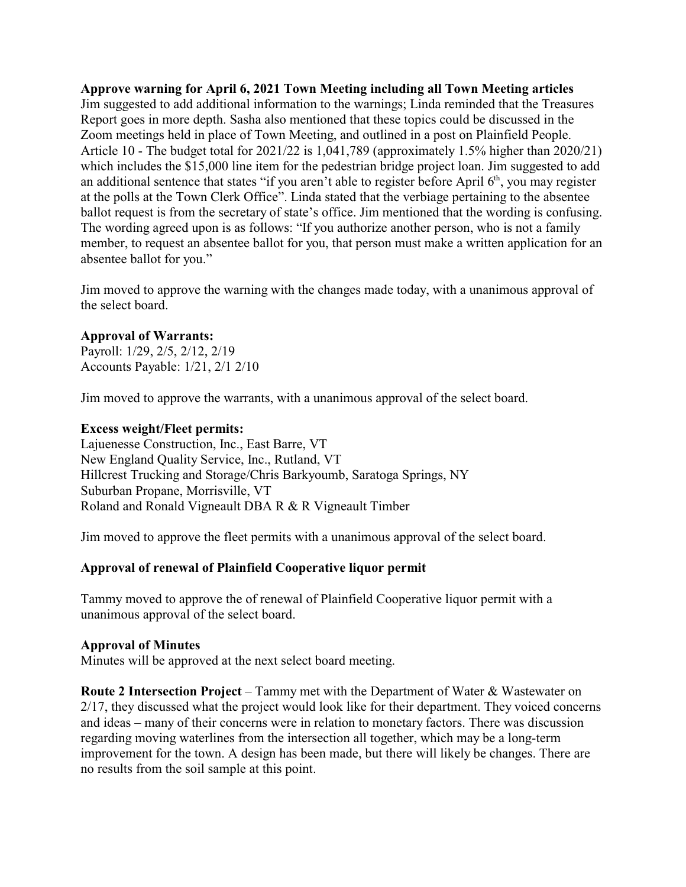**Approve warning for April 6, 2021 Town Meeting including all Town Meeting articles**
Jim suggested to add additional information to the warnings; Linda reminded that the Treasures Report goes in more depth. Sasha also mentioned that these topics could be discussed in the Zoom meetings held in place of Town Meeting, and outlined in a post on Plainfield People. Article 10 - The budget total for 2021/22 is 1,041,789 (approximately 1.5% higher than 2020/21) which includes the $15,000 line item for the pedestrian bridge project loan. Jim suggested to add an additional sentence that states "if you aren't able to register before April 6th, you may register at the polls at the Town Clerk Office". Linda stated that the verbiage pertaining to the absentee ballot request is from the secretary of state's office. Jim mentioned that the wording is confusing. The wording agreed upon is as follows: "If you authorize another person, who is not a family member, to request an absentee ballot for you, that person must make a written application for an absentee ballot for you."

Jim moved to approve the warning with the changes made today, with a unanimous approval of the select board.

**Approval of Warrants:**
Payroll: 1/29, 2/5, 2/12, 2/19
Accounts Payable: 1/21, 2/1 2/10

Jim moved to approve the warrants, with a unanimous approval of the select board.

**Excess weight/Fleet permits:**
Lajuenesse Construction, Inc., East Barre, VT
New England Quality Service, Inc., Rutland, VT
Hillcrest Trucking and Storage/Chris Barkyoumb, Saratoga Springs, NY
Suburban Propane, Morrisville, VT
Roland and Ronald Vigneault DBA R & R Vigneault Timber

Jim moved to approve the fleet permits with a unanimous approval of the select board.

**Approval of renewal of Plainfield Cooperative liquor permit**

Tammy moved to approve the of renewal of Plainfield Cooperative liquor permit with a unanimous approval of the select board.

**Approval of Minutes**
Minutes will be approved at the next select board meeting.

**Route 2 Intersection Project** – Tammy met with the Department of Water & Wastewater on 2/17, they discussed what the project would look like for their department. They voiced concerns and ideas – many of their concerns were in relation to monetary factors. There was discussion regarding moving waterlines from the intersection all together, which may be a long-term improvement for the town. A design has been made, but there will likely be changes. There are no results from the soil sample at this point.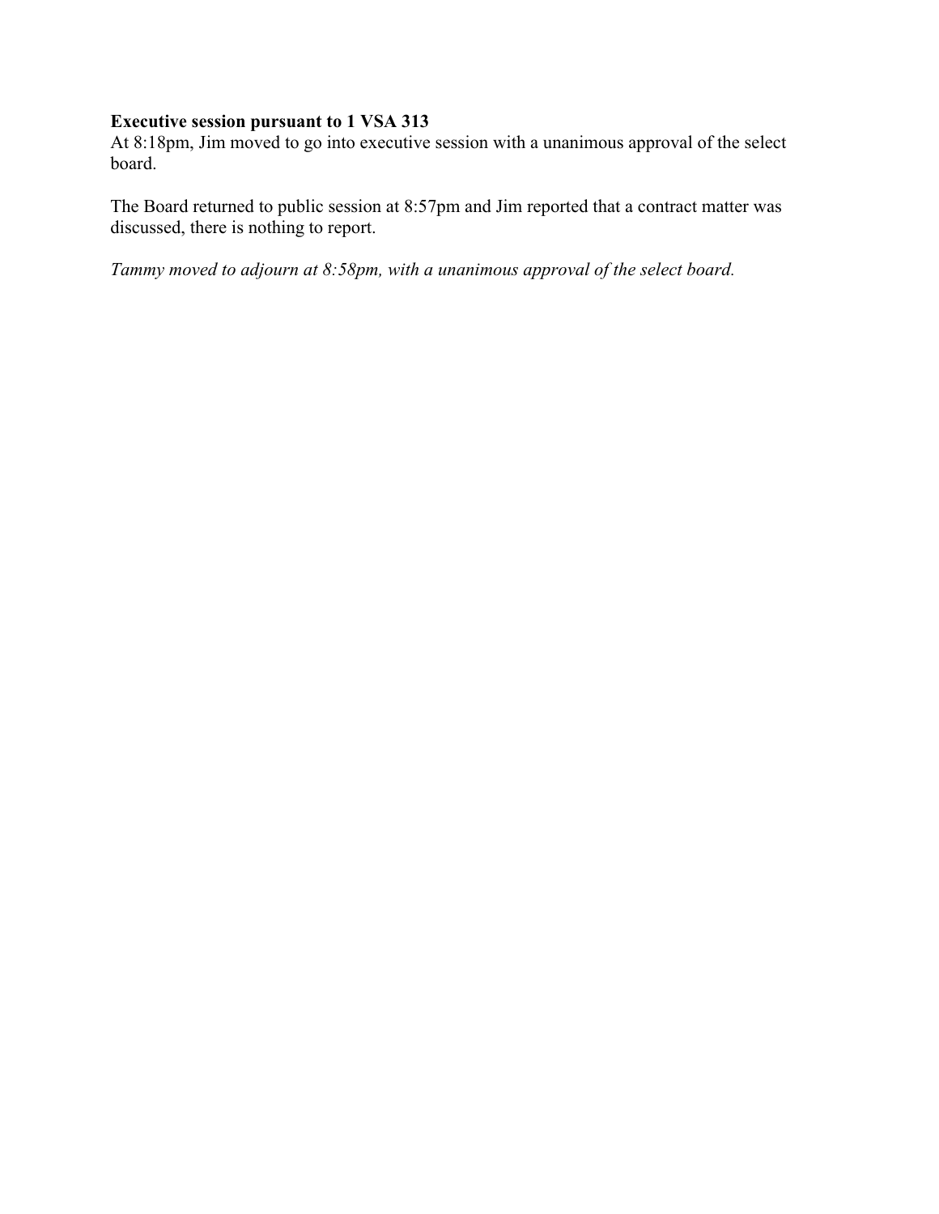**Executive session pursuant to 1 VSA 313**
At 8:18pm, Jim moved to go into executive session with a unanimous approval of the select board.

The Board returned to public session at 8:57pm and Jim reported that a contract matter was discussed, there is nothing to report.

*Tammy moved to adjourn at 8:58pm, with a unanimous approval of the select board.*